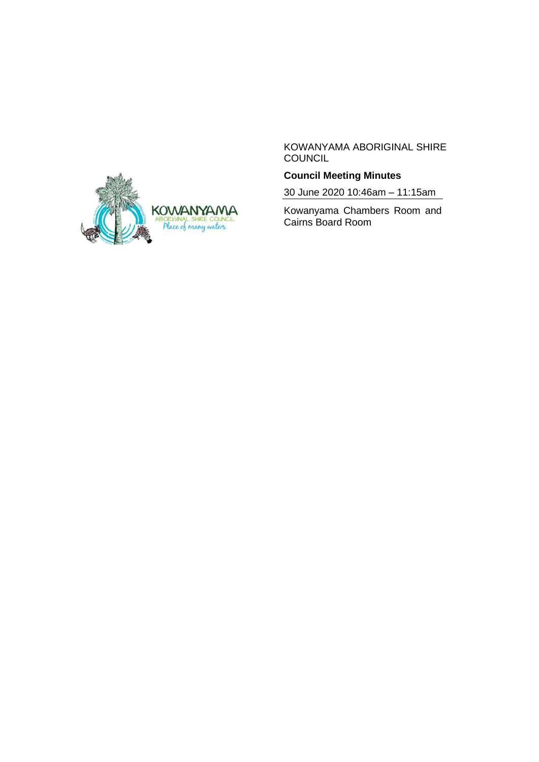KOWANYAMA ABORIGINAL SHIRE COUNCIL

**Council Meeting Minutes**

30 June 2020 10:46am – 11:15am

Kowanyama Chambers Room and Cairns Board Room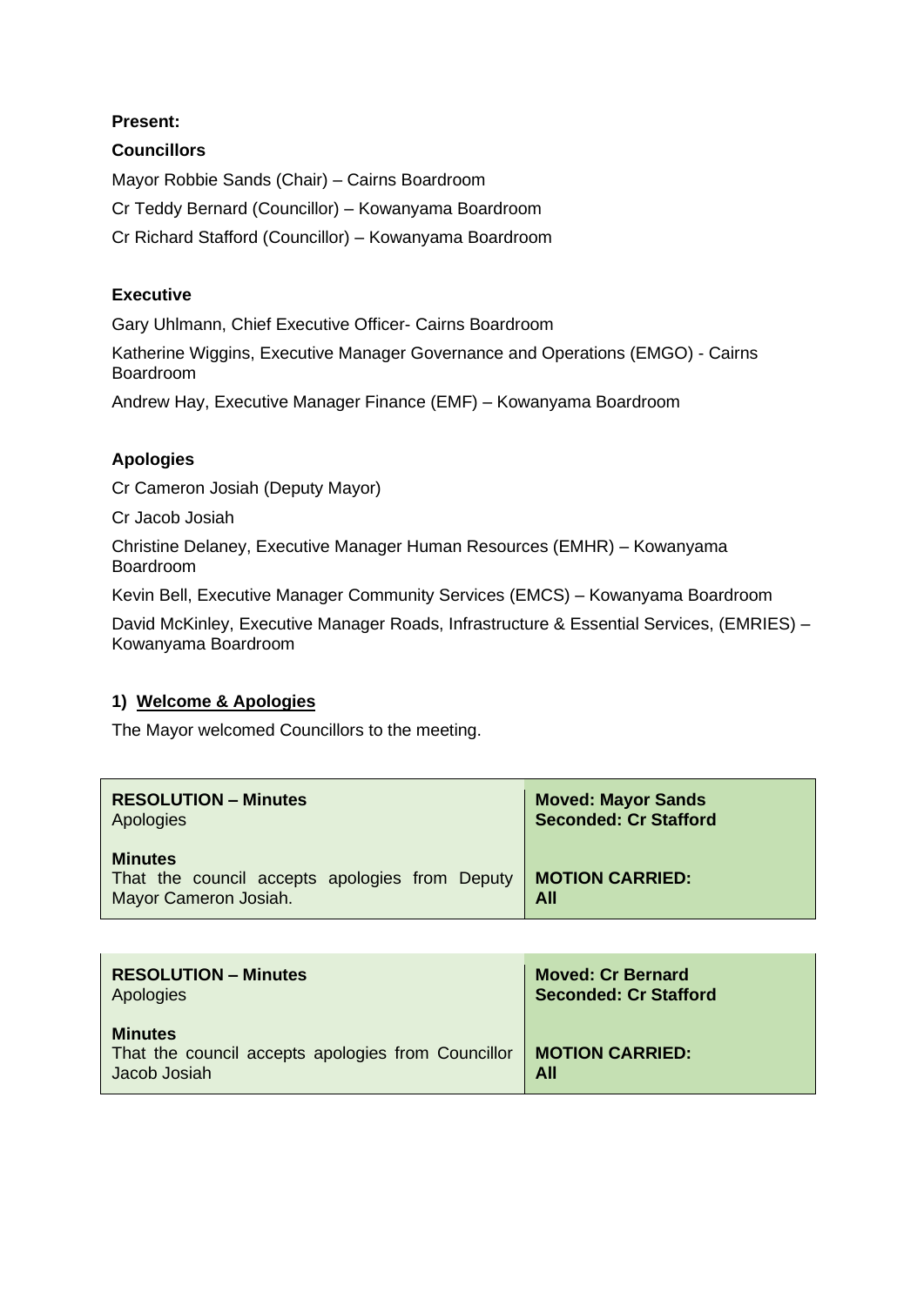**Present:**

**Councillors**

Mayor Robbie Sands (Chair) – Cairns Boardroom

Cr Teddy Bernard (Councillor) – Kowanyama Boardroom

Cr Richard Stafford (Councillor) – Kowanyama Boardroom

**Executive**

Gary Uhlmann, Chief Executive Officer- Cairns Boardroom

Katherine Wiggins, Executive Manager Governance and Operations (EMGO) - Cairns Boardroom

Andrew Hay, Executive Manager Finance (EMF) – Kowanyama Boardroom

**Apologies**

Cr Cameron Josiah (Deputy Mayor)

Cr Jacob Josiah

Christine Delaney, Executive Manager Human Resources (EMHR) – Kowanyama Boardroom

Kevin Bell, Executive Manager Community Services (EMCS) – Kowanyama Boardroom

David McKinley, Executive Manager Roads, Infrastructure & Essential Services, (EMRIES) – Kowanyama Boardroom

## 1) <u>Welcome & Apologies</u>

The Mayor welcomed Councillors to the meeting.

| **RESOLUTION – Minutes**<br>Apologies<br><br>**Minutes**<br>That the council accepts apologies from Deputy Mayor Cameron Josiah. | **Moved: Mayor Sands**<br>**Seconded: Cr Stafford**<br><br>**MOTION CARRIED:**<br>**All** |
|---|---|

| **RESOLUTION – Minutes**<br>Apologies<br><br>**Minutes**<br>That the council accepts apologies from Councillor Jacob Josiah | **Moved: Cr Bernard**<br>**Seconded: Cr Stafford**<br><br>**MOTION CARRIED:**<br>**All** |
|---|---|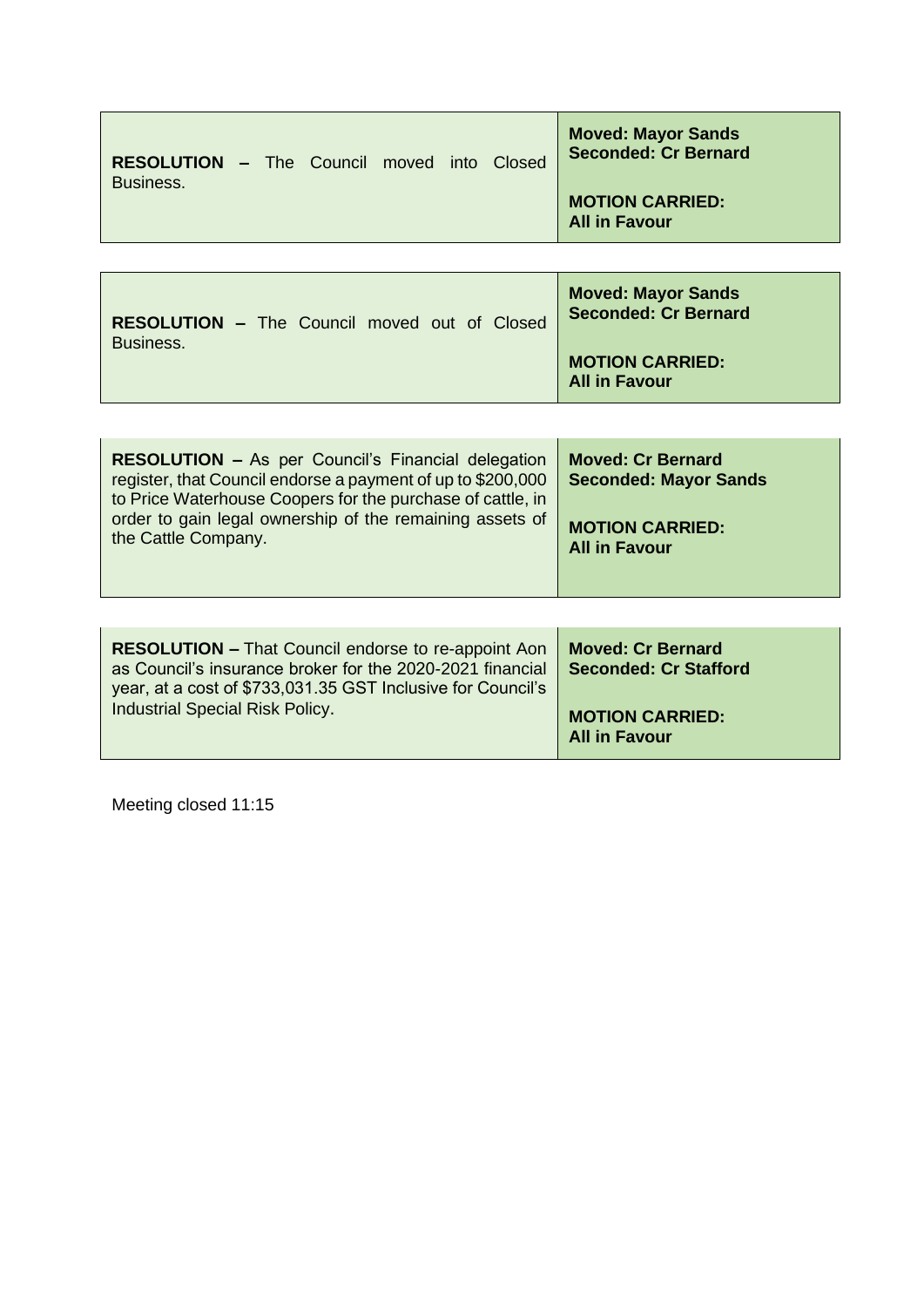| | |
|---|---|
| **RESOLUTION –** The Council moved into Closed Business. | **Moved: Mayor Sands**<br>**Seconded: Cr Bernard**<br><br>**MOTION CARRIED:**<br>**All in Favour** |

| | |
|---|---|
| **RESOLUTION –** The Council moved out of Closed Business. | **Moved: Mayor Sands**<br>**Seconded: Cr Bernard**<br><br>**MOTION CARRIED:**<br>**All in Favour** |

| | |
|---|---|
| **RESOLUTION –** As per Council's Financial delegation register, that Council endorse a payment of up to $200,000 to Price Waterhouse Coopers for the purchase of cattle, in order to gain legal ownership of the remaining assets of the Cattle Company. | **Moved: Cr Bernard**<br>**Seconded: Mayor Sands**<br><br>**MOTION CARRIED:**<br>**All in Favour** |

| | |
|---|---|
| **RESOLUTION –** That Council endorse to re-appoint Aon as Council's insurance broker for the 2020-2021 financial year, at a cost of $733,031.35 GST Inclusive for Council's Industrial Special Risk Policy. | **Moved: Cr Bernard**<br>**Seconded: Cr Stafford**<br><br>**MOTION CARRIED:**<br>**All in Favour** |

Meeting closed 11:15